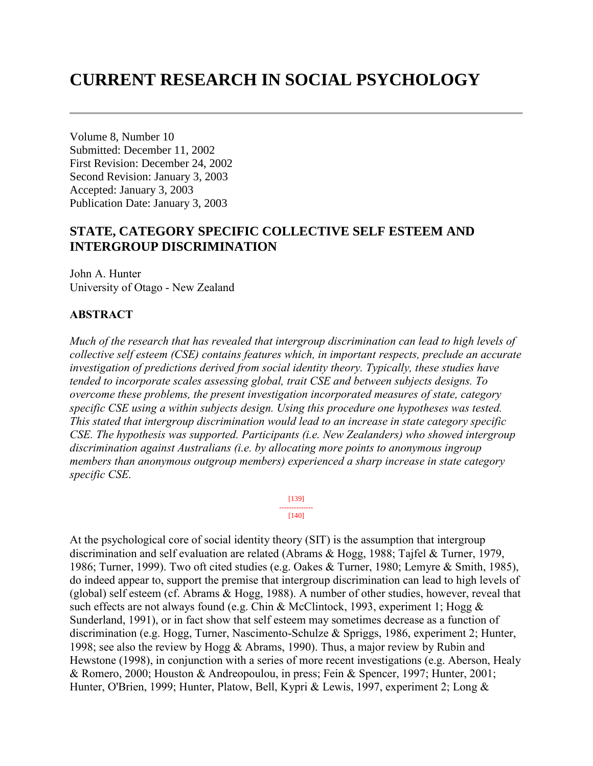# CURRENT RESEARCH IN SOCIAL PSYCHOLOGY

Volume 8, Number 10
Submitted: December 11, 2002
First Revision: December 24, 2002
Second Revision: January 3, 2003
Accepted: January 3, 2003
Publication Date: January 3, 2003

## STATE, CATEGORY SPECIFIC COLLECTIVE SELF ESTEEM AND INTERGROUP DISCRIMINATION

John A. Hunter
University of Otago - New Zealand

### ABSTRACT

*Much of the research that has revealed that intergroup discrimination can lead to high levels of collective self esteem (CSE) contains features which, in important respects, preclude an accurate investigation of predictions derived from social identity theory. Typically, these studies have tended to incorporate scales assessing global, trait CSE and between subjects designs. To overcome these problems, the present investigation incorporated measures of state, category specific CSE using a within subjects design. Using this procedure one hypotheses was tested. This stated that intergroup discrimination would lead to an increase in state category specific CSE. The hypothesis was supported. Participants (i.e. New Zealanders) who showed intergroup discrimination against Australians (i.e. by allocating more points to anonymous ingroup members than anonymous outgroup members) experienced a sharp increase in state category specific CSE.*

At the psychological core of social identity theory (SIT) is the assumption that intergroup discrimination and self evaluation are related (Abrams & Hogg, 1988; Tajfel & Turner, 1979, 1986; Turner, 1999). Two oft cited studies (e.g. Oakes & Turner, 1980; Lemyre & Smith, 1985), do indeed appear to, support the premise that intergroup discrimination can lead to high levels of (global) self esteem (cf. Abrams & Hogg, 1988). A number of other studies, however, reveal that such effects are not always found (e.g. Chin & McClintock, 1993, experiment 1; Hogg & Sunderland, 1991), or in fact show that self esteem may sometimes decrease as a function of discrimination (e.g. Hogg, Turner, Nascimento-Schulze & Spriggs, 1986, experiment 2; Hunter, 1998; see also the review by Hogg & Abrams, 1990). Thus, a major review by Rubin and Hewstone (1998), in conjunction with a series of more recent investigations (e.g. Aberson, Healy & Romero, 2000; Houston & Andreopoulou, in press; Fein & Spencer, 1997; Hunter, 2001; Hunter, O'Brien, 1999; Hunter, Platow, Bell, Kypri & Lewis, 1997, experiment 2; Long &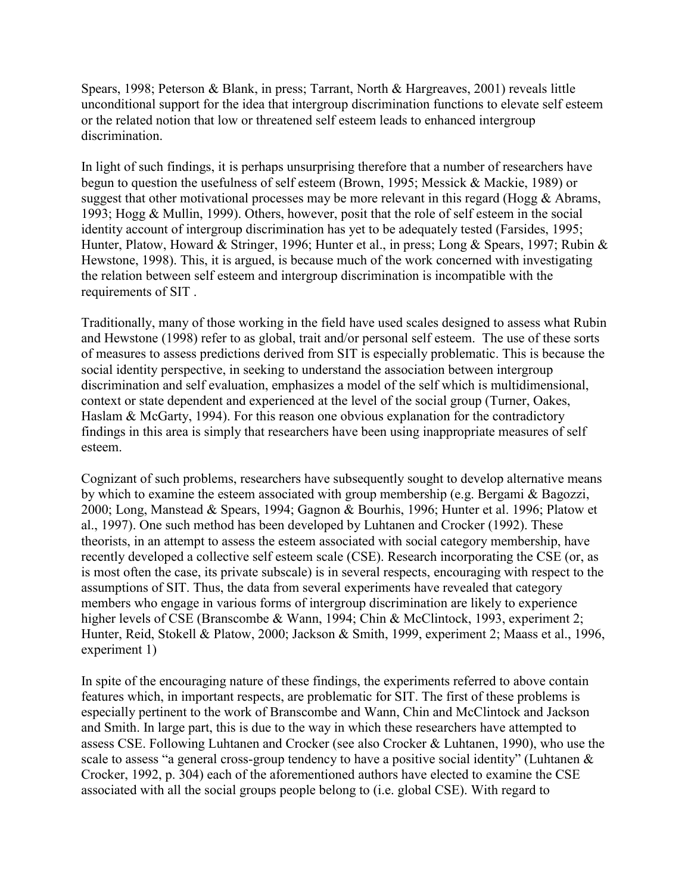Spears, 1998; Peterson & Blank, in press; Tarrant, North & Hargreaves, 2001) reveals little unconditional support for the idea that intergroup discrimination functions to elevate self esteem or the related notion that low or threatened self esteem leads to enhanced intergroup discrimination.

In light of such findings, it is perhaps unsurprising therefore that a number of researchers have begun to question the usefulness of self esteem (Brown, 1995; Messick & Mackie, 1989) or suggest that other motivational processes may be more relevant in this regard (Hogg & Abrams, 1993; Hogg & Mullin, 1999). Others, however, posit that the role of self esteem in the social identity account of intergroup discrimination has yet to be adequately tested (Farsides, 1995; Hunter, Platow, Howard & Stringer, 1996; Hunter et al., in press; Long & Spears, 1997; Rubin & Hewstone, 1998). This, it is argued, is because much of the work concerned with investigating the relation between self esteem and intergroup discrimination is incompatible with the requirements of SIT .

Traditionally, many of those working in the field have used scales designed to assess what Rubin and Hewstone (1998) refer to as global, trait and/or personal self esteem. The use of these sorts of measures to assess predictions derived from SIT is especially problematic. This is because the social identity perspective, in seeking to understand the association between intergroup discrimination and self evaluation, emphasizes a model of the self which is multidimensional, context or state dependent and experienced at the level of the social group (Turner, Oakes, Haslam & McGarty, 1994). For this reason one obvious explanation for the contradictory findings in this area is simply that researchers have been using inappropriate measures of self esteem.

Cognizant of such problems, researchers have subsequently sought to develop alternative means by which to examine the esteem associated with group membership (e.g. Bergami & Bagozzi, 2000; Long, Manstead & Spears, 1994; Gagnon & Bourhis, 1996; Hunter et al. 1996; Platow et al., 1997). One such method has been developed by Luhtanen and Crocker (1992). These theorists, in an attempt to assess the esteem associated with social category membership, have recently developed a collective self esteem scale (CSE). Research incorporating the CSE (or, as is most often the case, its private subscale) is in several respects, encouraging with respect to the assumptions of SIT. Thus, the data from several experiments have revealed that category members who engage in various forms of intergroup discrimination are likely to experience higher levels of CSE (Branscombe & Wann, 1994; Chin & McClintock, 1993, experiment 2; Hunter, Reid, Stokell & Platow, 2000; Jackson & Smith, 1999, experiment 2; Maass et al., 1996, experiment 1)

In spite of the encouraging nature of these findings, the experiments referred to above contain features which, in important respects, are problematic for SIT. The first of these problems is especially pertinent to the work of Branscombe and Wann, Chin and McClintock and Jackson and Smith. In large part, this is due to the way in which these researchers have attempted to assess CSE. Following Luhtanen and Crocker (see also Crocker & Luhtanen, 1990), who use the scale to assess "a general cross-group tendency to have a positive social identity" (Luhtanen & Crocker, 1992, p. 304) each of the aforementioned authors have elected to examine the CSE associated with all the social groups people belong to (i.e. global CSE). With regard to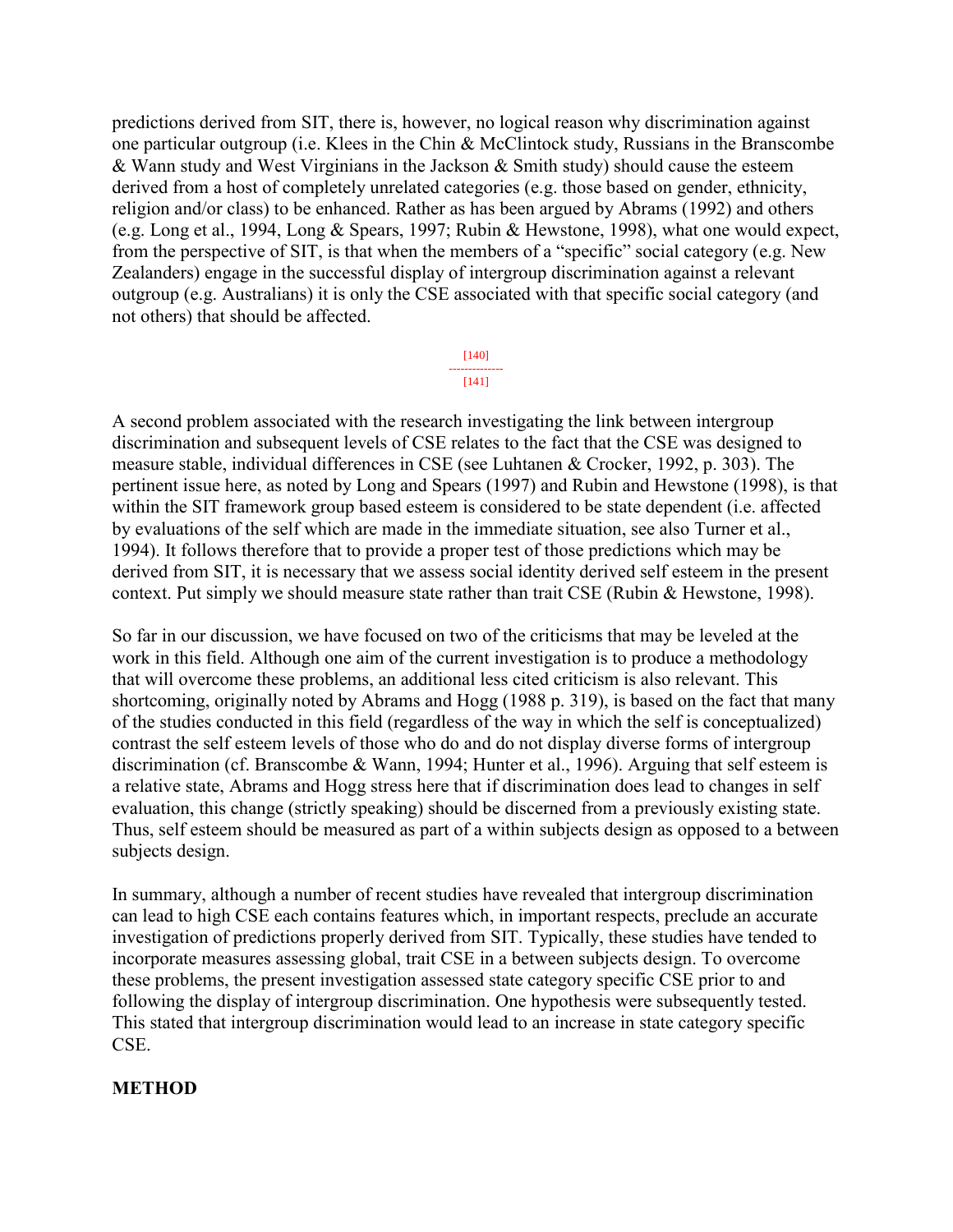predictions derived from SIT, there is, however, no logical reason why discrimination against one particular outgroup (i.e. Klees in the Chin & McClintock study, Russians in the Branscombe & Wann study and West Virginians in the Jackson & Smith study) should cause the esteem derived from a host of completely unrelated categories (e.g. those based on gender, ethnicity, religion and/or class) to be enhanced. Rather as has been argued by Abrams (1992) and others (e.g. Long et al., 1994, Long & Spears, 1997; Rubin & Hewstone, 1998), what one would expect, from the perspective of SIT, is that when the members of a "specific" social category (e.g. New Zealanders) engage in the successful display of intergroup discrimination against a relevant outgroup (e.g. Australians) it is only the CSE associated with that specific social category (and not others) that should be affected.

A second problem associated with the research investigating the link between intergroup discrimination and subsequent levels of CSE relates to the fact that the CSE was designed to measure stable, individual differences in CSE (see Luhtanen & Crocker, 1992, p. 303). The pertinent issue here, as noted by Long and Spears (1997) and Rubin and Hewstone (1998), is that within the SIT framework group based esteem is considered to be state dependent (i.e. affected by evaluations of the self which are made in the immediate situation, see also Turner et al., 1994). It follows therefore that to provide a proper test of those predictions which may be derived from SIT, it is necessary that we assess social identity derived self esteem in the present context. Put simply we should measure state rather than trait CSE (Rubin & Hewstone, 1998).

So far in our discussion, we have focused on two of the criticisms that may be leveled at the work in this field. Although one aim of the current investigation is to produce a methodology that will overcome these problems, an additional less cited criticism is also relevant. This shortcoming, originally noted by Abrams and Hogg (1988 p. 319), is based on the fact that many of the studies conducted in this field (regardless of the way in which the self is conceptualized) contrast the self esteem levels of those who do and do not display diverse forms of intergroup discrimination (cf. Branscombe & Wann, 1994; Hunter et al., 1996). Arguing that self esteem is a relative state, Abrams and Hogg stress here that if discrimination does lead to changes in self evaluation, this change (strictly speaking) should be discerned from a previously existing state. Thus, self esteem should be measured as part of a within subjects design as opposed to a between subjects design.

In summary, although a number of recent studies have revealed that intergroup discrimination can lead to high CSE each contains features which, in important respects, preclude an accurate investigation of predictions properly derived from SIT. Typically, these studies have tended to incorporate measures assessing global, trait CSE in a between subjects design. To overcome these problems, the present investigation assessed state category specific CSE prior to and following the display of intergroup discrimination. One hypothesis were subsequently tested. This stated that intergroup discrimination would lead to an increase in state category specific CSE.

## METHOD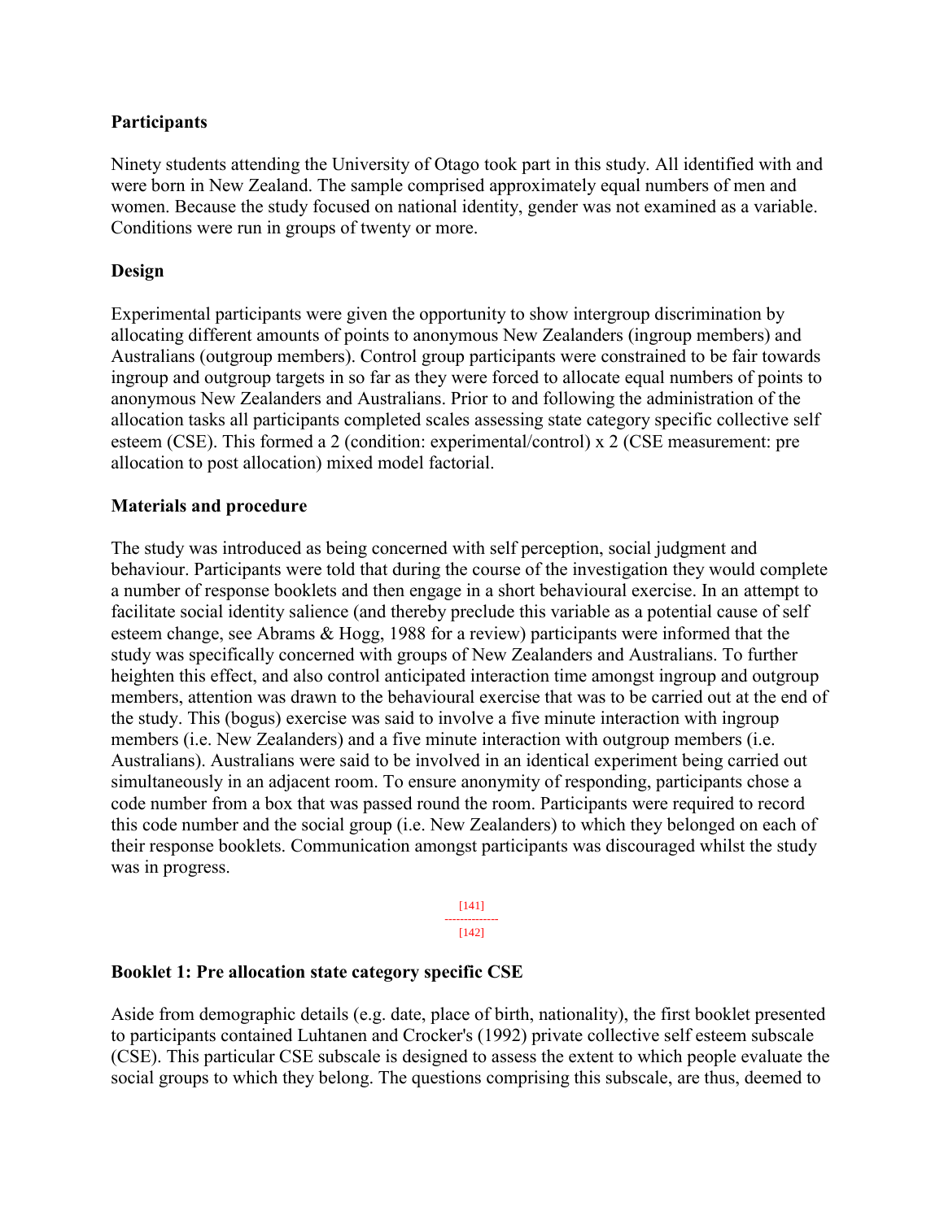### Participants

Ninety students attending the University of Otago took part in this study. All identified with and were born in New Zealand. The sample comprised approximately equal numbers of men and women. Because the study focused on national identity, gender was not examined as a variable. Conditions were run in groups of twenty or more.

### Design

Experimental participants were given the opportunity to show intergroup discrimination by allocating different amounts of points to anonymous New Zealanders (ingroup members) and Australians (outgroup members). Control group participants were constrained to be fair towards ingroup and outgroup targets in so far as they were forced to allocate equal numbers of points to anonymous New Zealanders and Australians. Prior to and following the administration of the allocation tasks all participants completed scales assessing state category specific collective self esteem (CSE). This formed a 2 (condition: experimental/control) x 2 (CSE measurement: pre allocation to post allocation) mixed model factorial.

### Materials and procedure

The study was introduced as being concerned with self perception, social judgment and behaviour. Participants were told that during the course of the investigation they would complete a number of response booklets and then engage in a short behavioural exercise. In an attempt to facilitate social identity salience (and thereby preclude this variable as a potential cause of self esteem change, see Abrams & Hogg, 1988 for a review) participants were informed that the study was specifically concerned with groups of New Zealanders and Australians. To further heighten this effect, and also control anticipated interaction time amongst ingroup and outgroup members, attention was drawn to the behavioural exercise that was to be carried out at the end of the study. This (bogus) exercise was said to involve a five minute interaction with ingroup members (i.e. New Zealanders) and a five minute interaction with outgroup members (i.e. Australians). Australians were said to be involved in an identical experiment being carried out simultaneously in an adjacent room. To ensure anonymity of responding, participants chose a code number from a box that was passed round the room. Participants were required to record this code number and the social group (i.e. New Zealanders) to which they belonged on each of their response booklets. Communication amongst participants was discouraged whilst the study was in progress.

### Booklet 1: Pre allocation state category specific CSE

Aside from demographic details (e.g. date, place of birth, nationality), the first booklet presented to participants contained Luhtanen and Crocker's (1992) private collective self esteem subscale (CSE). This particular CSE subscale is designed to assess the extent to which people evaluate the social groups to which they belong. The questions comprising this subscale, are thus, deemed to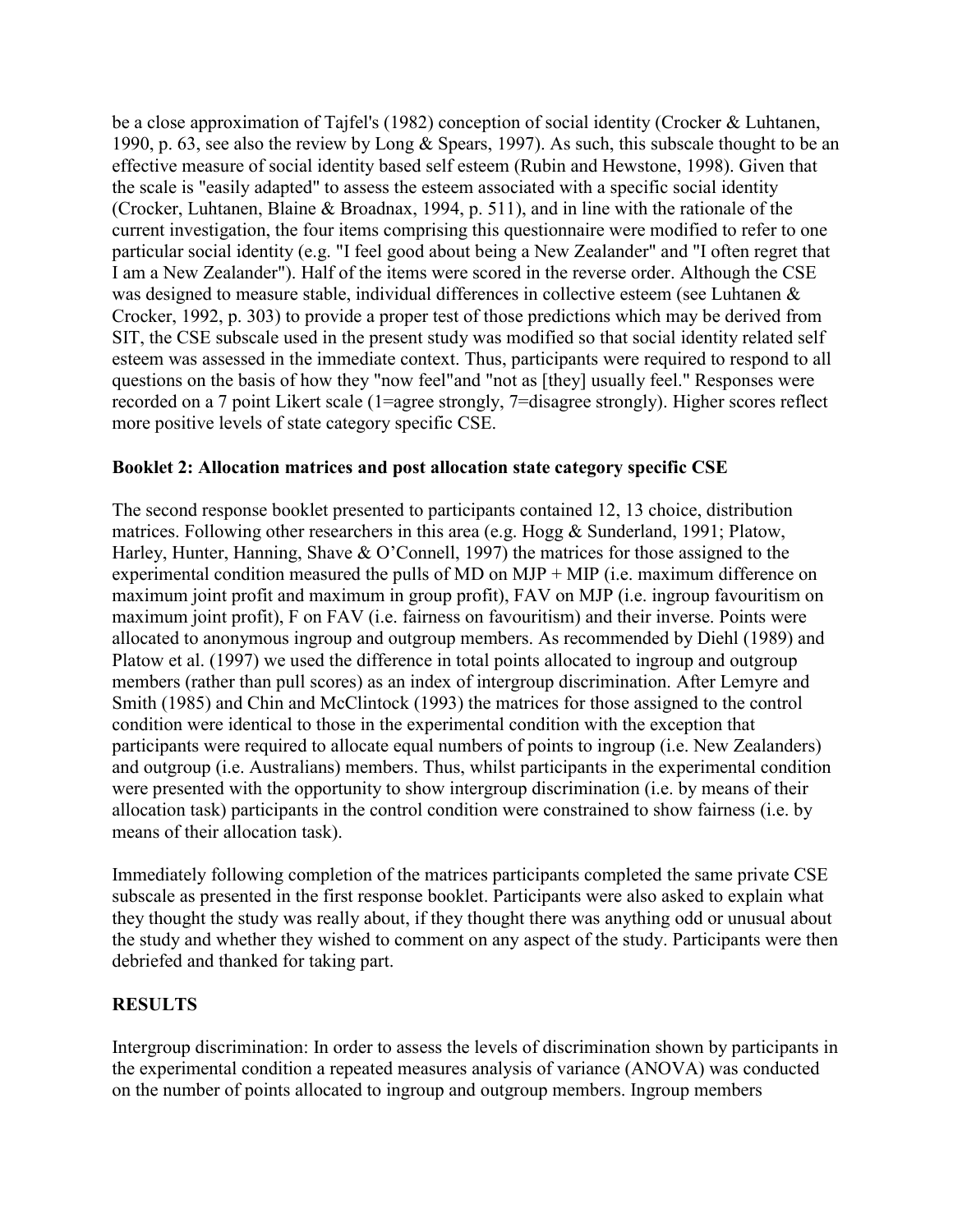be a close approximation of Tajfel's (1982) conception of social identity (Crocker & Luhtanen, 1990, p. 63, see also the review by Long & Spears, 1997). As such, this subscale thought to be an effective measure of social identity based self esteem (Rubin and Hewstone, 1998). Given that the scale is "easily adapted" to assess the esteem associated with a specific social identity (Crocker, Luhtanen, Blaine & Broadnax, 1994, p. 511), and in line with the rationale of the current investigation, the four items comprising this questionnaire were modified to refer to one particular social identity (e.g. "I feel good about being a New Zealander" and "I often regret that I am a New Zealander"). Half of the items were scored in the reverse order. Although the CSE was designed to measure stable, individual differences in collective esteem (see Luhtanen & Crocker, 1992, p. 303) to provide a proper test of those predictions which may be derived from SIT, the CSE subscale used in the present study was modified so that social identity related self esteem was assessed in the immediate context. Thus, participants were required to respond to all questions on the basis of how they "now feel"and "not as [they] usually feel." Responses were recorded on a 7 point Likert scale (1=agree strongly, 7=disagree strongly). Higher scores reflect more positive levels of state category specific CSE.

**Booklet 2: Allocation matrices and post allocation state category specific CSE**

The second response booklet presented to participants contained 12, 13 choice, distribution matrices. Following other researchers in this area (e.g. Hogg & Sunderland, 1991; Platow, Harley, Hunter, Hanning, Shave & O'Connell, 1997) the matrices for those assigned to the experimental condition measured the pulls of MD on MJP + MIP (i.e. maximum difference on maximum joint profit and maximum in group profit), FAV on MJP (i.e. ingroup favouritism on maximum joint profit), F on FAV (i.e. fairness on favouritism) and their inverse. Points were allocated to anonymous ingroup and outgroup members. As recommended by Diehl (1989) and Platow et al. (1997) we used the difference in total points allocated to ingroup and outgroup members (rather than pull scores) as an index of intergroup discrimination. After Lemyre and Smith (1985) and Chin and McClintock (1993) the matrices for those assigned to the control condition were identical to those in the experimental condition with the exception that participants were required to allocate equal numbers of points to ingroup (i.e. New Zealanders) and outgroup (i.e. Australians) members. Thus, whilst participants in the experimental condition were presented with the opportunity to show intergroup discrimination (i.e. by means of their allocation task) participants in the control condition were constrained to show fairness (i.e. by means of their allocation task).

Immediately following completion of the matrices participants completed the same private CSE subscale as presented in the first response booklet. Participants were also asked to explain what they thought the study was really about, if they thought there was anything odd or unusual about the study and whether they wished to comment on any aspect of the study. Participants were then debriefed and thanked for taking part.

## RESULTS

Intergroup discrimination: In order to assess the levels of discrimination shown by participants in the experimental condition a repeated measures analysis of variance (ANOVA) was conducted on the number of points allocated to ingroup and outgroup members. Ingroup members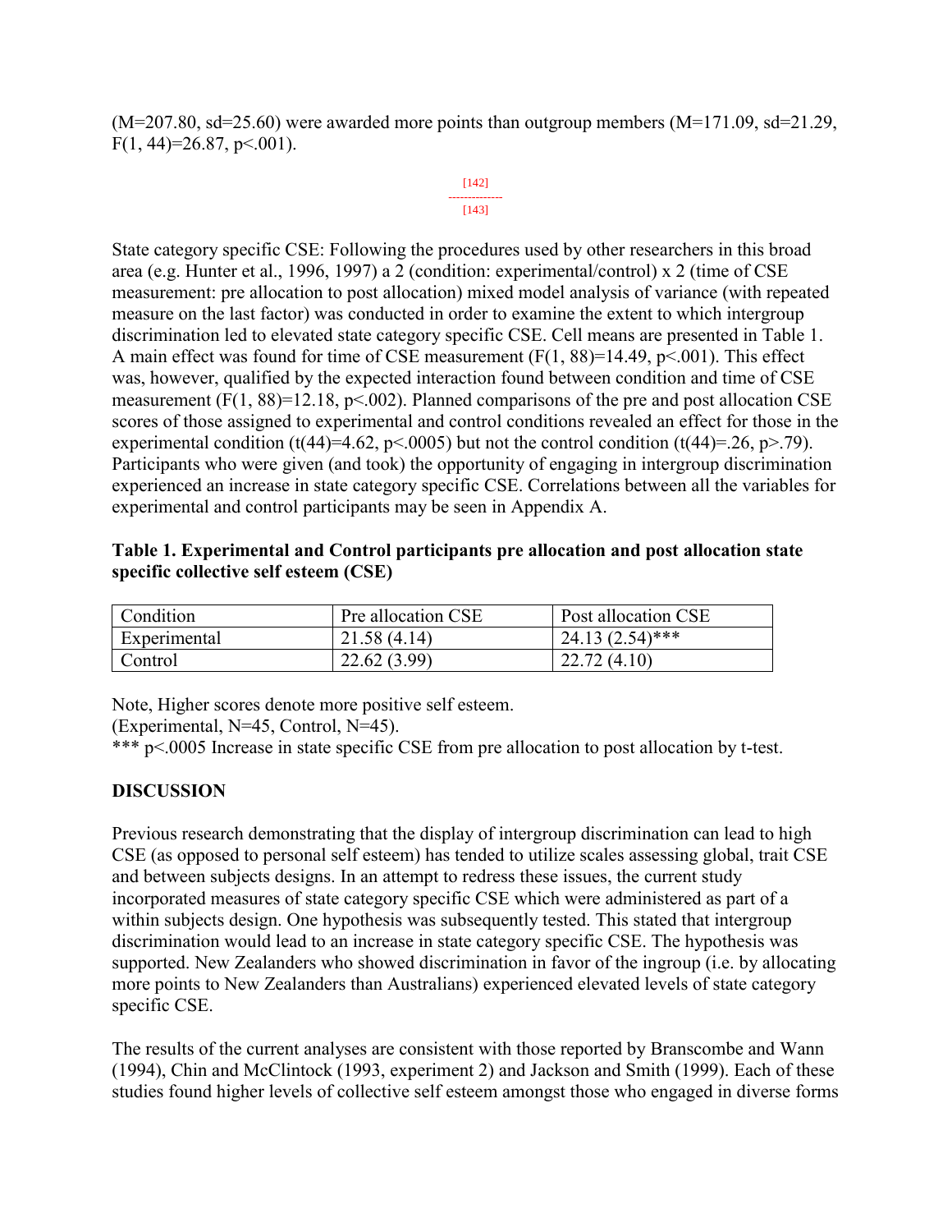($M=207.80$, $sd=25.60$) were awarded more points than outgroup members ($M=171.09$, $sd=21.29$, $F(1, 44)=26.87$, $p<.001$).

State category specific CSE: Following the procedures used by other researchers in this broad area (e.g. Hunter et al., 1996, 1997) a 2 (condition: experimental/control) x 2 (time of CSE measurement: pre allocation to post allocation) mixed model analysis of variance (with repeated measure on the last factor) was conducted in order to examine the extent to which intergroup discrimination led to elevated state category specific CSE. Cell means are presented in Table 1. A main effect was found for time of CSE measurement ($F(1, 88)=14.49$, $p<.001$). This effect was, however, qualified by the expected interaction found between condition and time of CSE measurement ($F(1, 88)=12.18$, $p<.002$). Planned comparisons of the pre and post allocation CSE scores of those assigned to experimental and control conditions revealed an effect for those in the experimental condition ($t(44)=4.62$, $p<.0005$) but not the control condition ($t(44)=.26$, $p>.79$). Participants who were given (and took) the opportunity of engaging in intergroup discrimination experienced an increase in state category specific CSE. Correlations between all the variables for experimental and control participants may be seen in Appendix A.

**Table 1. Experimental and Control participants pre allocation and post allocation state specific collective self esteem (CSE)**

| Condition | Pre allocation CSE | Post allocation CSE |
| --- | --- | --- |
| Experimental | 21.58 (4.14) | 24.13 (2.54)*** |
| Control | 22.62 (3.99) | 22.72 (4.10) |

Note, Higher scores denote more positive self esteem.
(Experimental, N=45, Control, N=45).
*** $p<.0005$ Increase in state specific CSE from pre allocation to post allocation by t-test.

## DISCUSSION

Previous research demonstrating that the display of intergroup discrimination can lead to high CSE (as opposed to personal self esteem) has tended to utilize scales assessing global, trait CSE and between subjects designs. In an attempt to redress these issues, the current study incorporated measures of state category specific CSE which were administered as part of a within subjects design. One hypothesis was subsequently tested. This stated that intergroup discrimination would lead to an increase in state category specific CSE. The hypothesis was supported. New Zealanders who showed discrimination in favor of the ingroup (i.e. by allocating more points to New Zealanders than Australians) experienced elevated levels of state category specific CSE.

The results of the current analyses are consistent with those reported by Branscombe and Wann (1994), Chin and McClintock (1993, experiment 2) and Jackson and Smith (1999). Each of these studies found higher levels of collective self esteem amongst those who engaged in diverse forms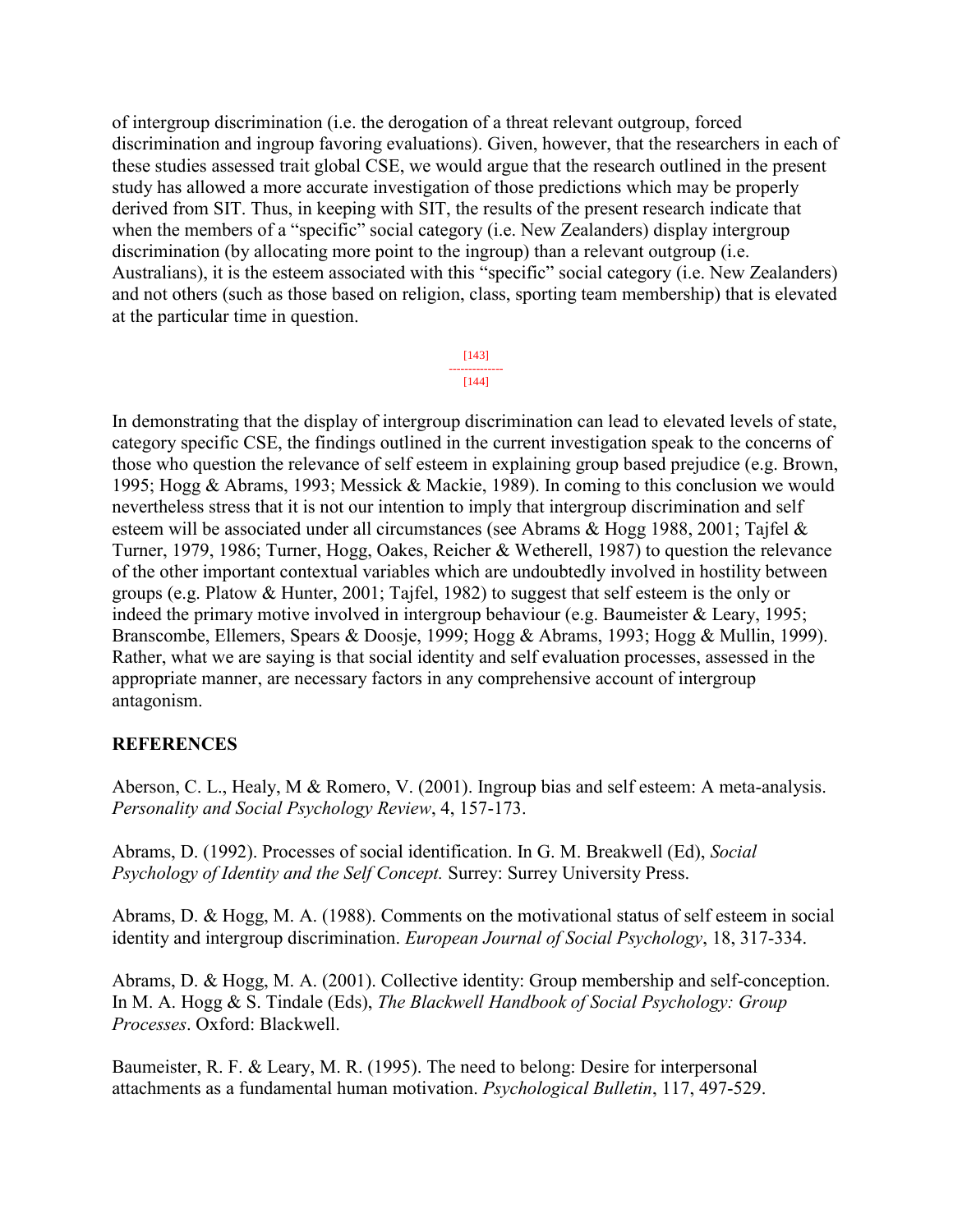of intergroup discrimination (i.e. the derogation of a threat relevant outgroup, forced discrimination and ingroup favoring evaluations). Given, however, that the researchers in each of these studies assessed trait global CSE, we would argue that the research outlined in the present study has allowed a more accurate investigation of those predictions which may be properly derived from SIT. Thus, in keeping with SIT, the results of the present research indicate that when the members of a "specific" social category (i.e. New Zealanders) display intergroup discrimination (by allocating more point to the ingroup) than a relevant outgroup (i.e. Australians), it is the esteem associated with this "specific" social category (i.e. New Zealanders) and not others (such as those based on religion, class, sporting team membership) that is elevated at the particular time in question.

In demonstrating that the display of intergroup discrimination can lead to elevated levels of state, category specific CSE, the findings outlined in the current investigation speak to the concerns of those who question the relevance of self esteem in explaining group based prejudice (e.g. Brown, 1995; Hogg & Abrams, 1993; Messick & Mackie, 1989). In coming to this conclusion we would nevertheless stress that it is not our intention to imply that intergroup discrimination and self esteem will be associated under all circumstances (see Abrams & Hogg 1988, 2001; Tajfel & Turner, 1979, 1986; Turner, Hogg, Oakes, Reicher & Wetherell, 1987) to question the relevance of the other important contextual variables which are undoubtedly involved in hostility between groups (e.g. Platow & Hunter, 2001; Tajfel, 1982) to suggest that self esteem is the only or indeed the primary motive involved in intergroup behaviour (e.g. Baumeister & Leary, 1995; Branscombe, Ellemers, Spears & Doosje, 1999; Hogg & Abrams, 1993; Hogg & Mullin, 1999). Rather, what we are saying is that social identity and self evaluation processes, assessed in the appropriate manner, are necessary factors in any comprehensive account of intergroup antagonism.

## REFERENCES

Aberson, C. L., Healy, M & Romero, V. (2001). Ingroup bias and self esteem: A meta-analysis. *Personality and Social Psychology Review*, 4, 157-173.

Abrams, D. (1992). Processes of social identification. In G. M. Breakwell (Ed), *Social Psychology of Identity and the Self Concept.* Surrey: Surrey University Press.

Abrams, D. & Hogg, M. A. (1988). Comments on the motivational status of self esteem in social identity and intergroup discrimination. *European Journal of Social Psychology*, 18, 317-334.

Abrams, D. & Hogg, M. A. (2001). Collective identity: Group membership and self-conception. In M. A. Hogg & S. Tindale (Eds), *The Blackwell Handbook of Social Psychology: Group Processes*. Oxford: Blackwell.

Baumeister, R. F. & Leary, M. R. (1995). The need to belong: Desire for interpersonal attachments as a fundamental human motivation. *Psychological Bulletin*, 117, 497-529.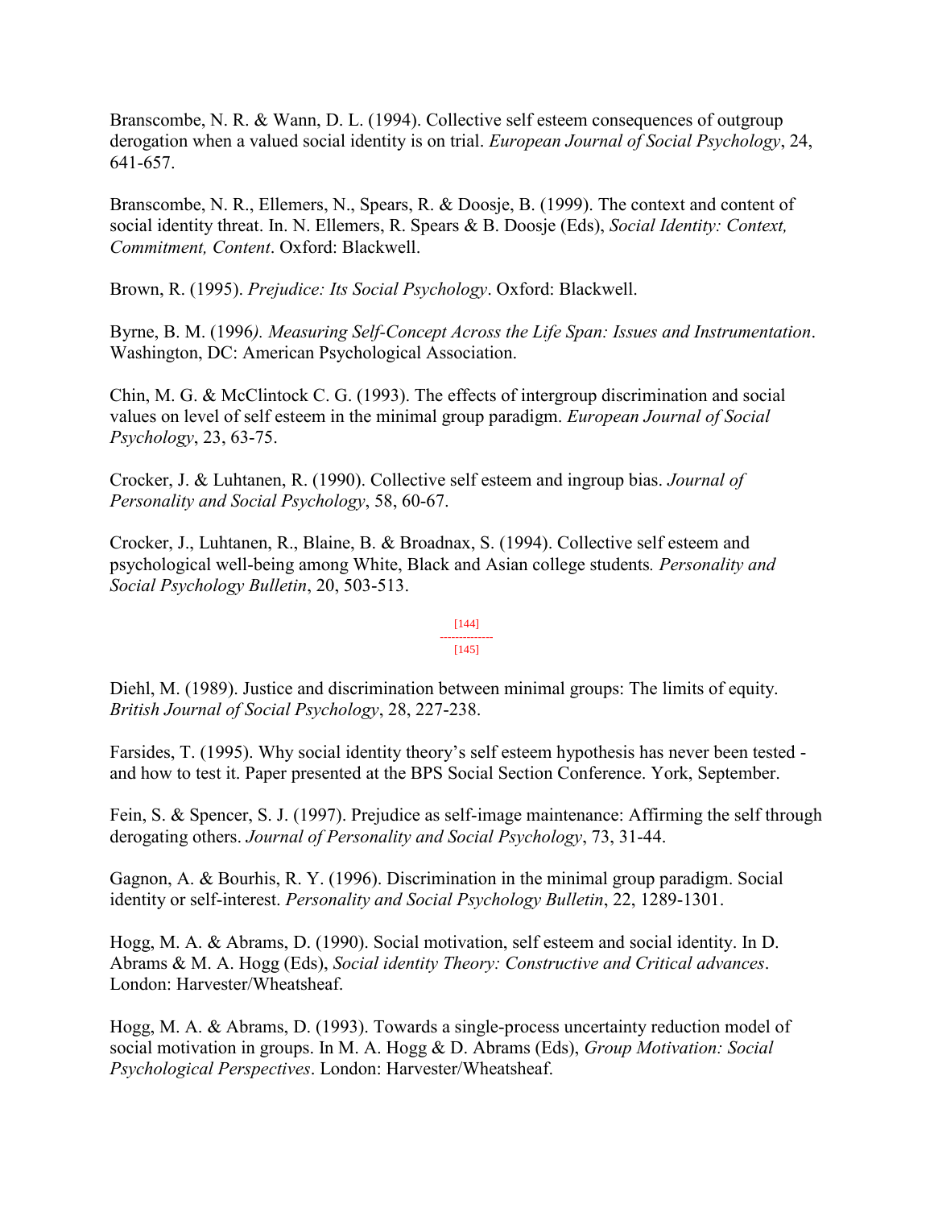Branscombe, N. R. & Wann, D. L. (1994). Collective self esteem consequences of outgroup derogation when a valued social identity is on trial. *European Journal of Social Psychology*, 24, 641-657.

Branscombe, N. R., Ellemers, N., Spears, R. & Doosje, B. (1999). The context and content of social identity threat. In. N. Ellemers, R. Spears & B. Doosje (Eds), *Social Identity: Context, Commitment, Content*. Oxford: Blackwell.

Brown, R. (1995). *Prejudice: Its Social Psychology*. Oxford: Blackwell.

Byrne, B. M. (1996*). Measuring Self-Concept Across the Life Span: Issues and Instrumentation*. Washington, DC: American Psychological Association.

Chin, M. G. & McClintock C. G. (1993). The effects of intergroup discrimination and social values on level of self esteem in the minimal group paradigm. *European Journal of Social Psychology*, 23, 63-75.

Crocker, J. & Luhtanen, R. (1990). Collective self esteem and ingroup bias. *Journal of Personality and Social Psychology*, 58, 60-67.

Crocker, J., Luhtanen, R., Blaine, B. & Broadnax, S. (1994). Collective self esteem and psychological well-being among White, Black and Asian college students*. Personality and Social Psychology Bulletin*, 20, 503-513.

[144]
--------------
[145]

Diehl, M. (1989). Justice and discrimination between minimal groups: The limits of equity. *British Journal of Social Psychology*, 28, 227-238.

Farsides, T. (1995). Why social identity theory's self esteem hypothesis has never been tested - and how to test it. Paper presented at the BPS Social Section Conference. York, September.

Fein, S. & Spencer, S. J. (1997). Prejudice as self-image maintenance: Affirming the self through derogating others. *Journal of Personality and Social Psychology*, 73, 31-44.

Gagnon, A. & Bourhis, R. Y. (1996). Discrimination in the minimal group paradigm. Social identity or self-interest. *Personality and Social Psychology Bulletin*, 22, 1289-1301.

Hogg, M. A. & Abrams, D. (1990). Social motivation, self esteem and social identity. In D. Abrams & M. A. Hogg (Eds), *Social identity Theory: Constructive and Critical advances*. London: Harvester/Wheatsheaf.

Hogg, M. A. & Abrams, D. (1993). Towards a single-process uncertainty reduction model of social motivation in groups. In M. A. Hogg & D. Abrams (Eds), *Group Motivation: Social Psychological Perspectives*. London: Harvester/Wheatsheaf.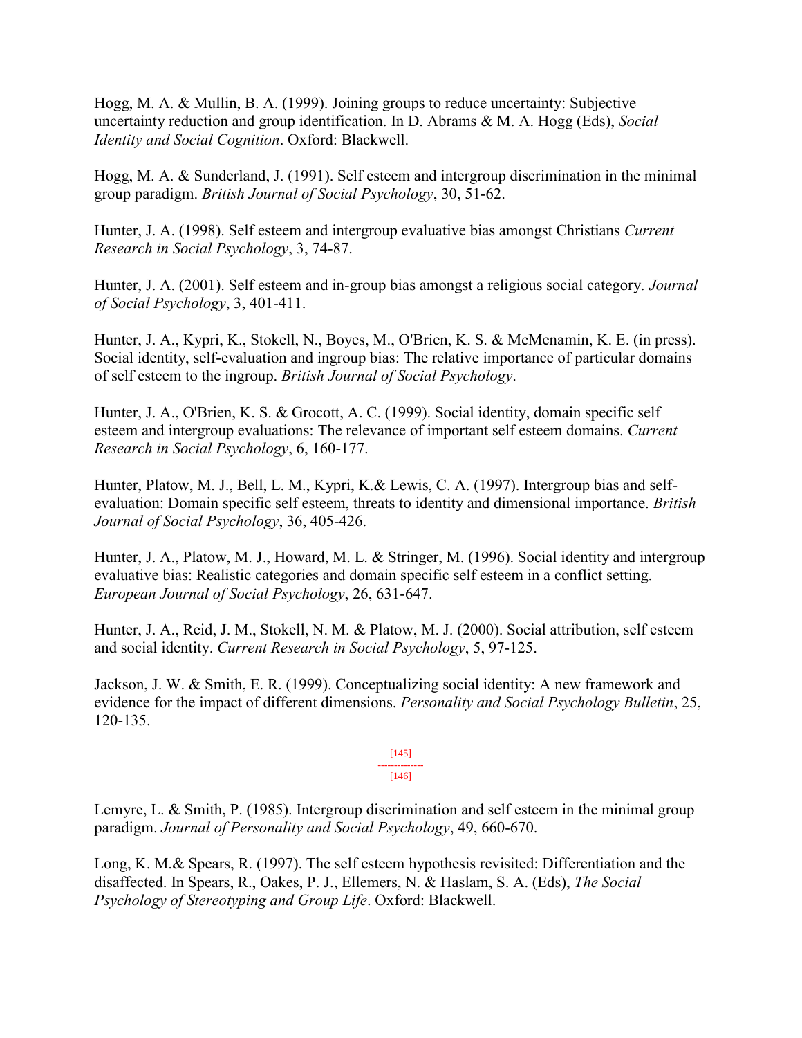Hogg, M. A. & Mullin, B. A. (1999). Joining groups to reduce uncertainty: Subjective uncertainty reduction and group identification. In D. Abrams & M. A. Hogg (Eds), *Social Identity and Social Cognition*. Oxford: Blackwell.

Hogg, M. A. & Sunderland, J. (1991). Self esteem and intergroup discrimination in the minimal group paradigm. *British Journal of Social Psychology*, 30, 51-62.

Hunter, J. A. (1998). Self esteem and intergroup evaluative bias amongst Christians *Current Research in Social Psychology*, 3, 74-87.

Hunter, J. A. (2001). Self esteem and in-group bias amongst a religious social category. *Journal of Social Psychology*, 3, 401-411.

Hunter, J. A., Kypri, K., Stokell, N., Boyes, M., O'Brien, K. S. & McMenamin, K. E. (in press). Social identity, self-evaluation and ingroup bias: The relative importance of particular domains of self esteem to the ingroup. *British Journal of Social Psychology*.

Hunter, J. A., O'Brien, K. S. & Grocott, A. C. (1999). Social identity, domain specific self esteem and intergroup evaluations: The relevance of important self esteem domains. *Current Research in Social Psychology*, 6, 160-177.

Hunter, Platow, M. J., Bell, L. M., Kypri, K.& Lewis, C. A. (1997). Intergroup bias and self-evaluation: Domain specific self esteem, threats to identity and dimensional importance. *British Journal of Social Psychology*, 36, 405-426.

Hunter, J. A., Platow, M. J., Howard, M. L. & Stringer, M. (1996). Social identity and intergroup evaluative bias: Realistic categories and domain specific self esteem in a conflict setting. *European Journal of Social Psychology*, 26, 631-647.

Hunter, J. A., Reid, J. M., Stokell, N. M. & Platow, M. J. (2000). Social attribution, self esteem and social identity. *Current Research in Social Psychology*, 5, 97-125.

Jackson, J. W. & Smith, E. R. (1999). Conceptualizing social identity: A new framework and evidence for the impact of different dimensions. *Personality and Social Psychology Bulletin*, 25, 120-135.

Lemyre, L. & Smith, P. (1985). Intergroup discrimination and self esteem in the minimal group paradigm. *Journal of Personality and Social Psychology*, 49, 660-670.

Long, K. M.& Spears, R. (1997). The self esteem hypothesis revisited: Differentiation and the disaffected. In Spears, R., Oakes, P. J., Ellemers, N. & Haslam, S. A. (Eds), *The Social Psychology of Stereotyping and Group Life*. Oxford: Blackwell.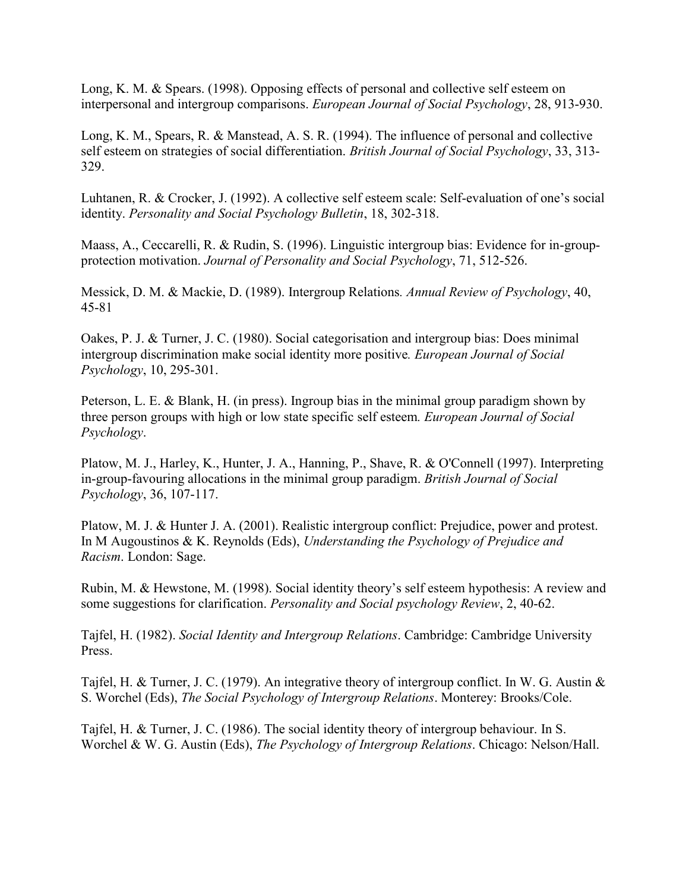Long, K. M. & Spears. (1998). Opposing effects of personal and collective self esteem on interpersonal and intergroup comparisons. *European Journal of Social Psychology*, 28, 913-930.

Long, K. M., Spears, R. & Manstead, A. S. R. (1994). The influence of personal and collective self esteem on strategies of social differentiation. *British Journal of Social Psychology*, 33, 313-329.

Luhtanen, R. & Crocker, J. (1992). A collective self esteem scale: Self-evaluation of one's social identity. *Personality and Social Psychology Bulletin*, 18, 302-318.

Maass, A., Ceccarelli, R. & Rudin, S. (1996). Linguistic intergroup bias: Evidence for in-group-protection motivation. *Journal of Personality and Social Psychology*, 71, 512-526.

Messick, D. M. & Mackie, D. (1989). Intergroup Relations. *Annual Review of Psychology*, 40, 45-81

Oakes, P. J. & Turner, J. C. (1980). Social categorisation and intergroup bias: Does minimal intergroup discrimination make social identity more positive*. European Journal of Social Psychology*, 10, 295-301.

Peterson, L. E. & Blank, H. (in press). Ingroup bias in the minimal group paradigm shown by three person groups with high or low state specific self esteem*. European Journal of Social Psychology*.

Platow, M. J., Harley, K., Hunter, J. A., Hanning, P., Shave, R. & O'Connell (1997). Interpreting in-group-favouring allocations in the minimal group paradigm. *British Journal of Social Psychology*, 36, 107-117.

Platow, M. J. & Hunter J. A. (2001). Realistic intergroup conflict: Prejudice, power and protest. In M Augoustinos & K. Reynolds (Eds), *Understanding the Psychology of Prejudice and Racism*. London: Sage.

Rubin, M. & Hewstone, M. (1998). Social identity theory's self esteem hypothesis: A review and some suggestions for clarification. *Personality and Social psychology Review*, 2, 40-62.

Tajfel, H. (1982). *Social Identity and Intergroup Relations*. Cambridge: Cambridge University Press.

Tajfel, H. & Turner, J. C. (1979). An integrative theory of intergroup conflict. In W. G. Austin & S. Worchel (Eds), *The Social Psychology of Intergroup Relations*. Monterey: Brooks/Cole.

Tajfel, H. & Turner, J. C. (1986). The social identity theory of intergroup behaviour. In S. Worchel & W. G. Austin (Eds), *The Psychology of Intergroup Relations*. Chicago: Nelson/Hall.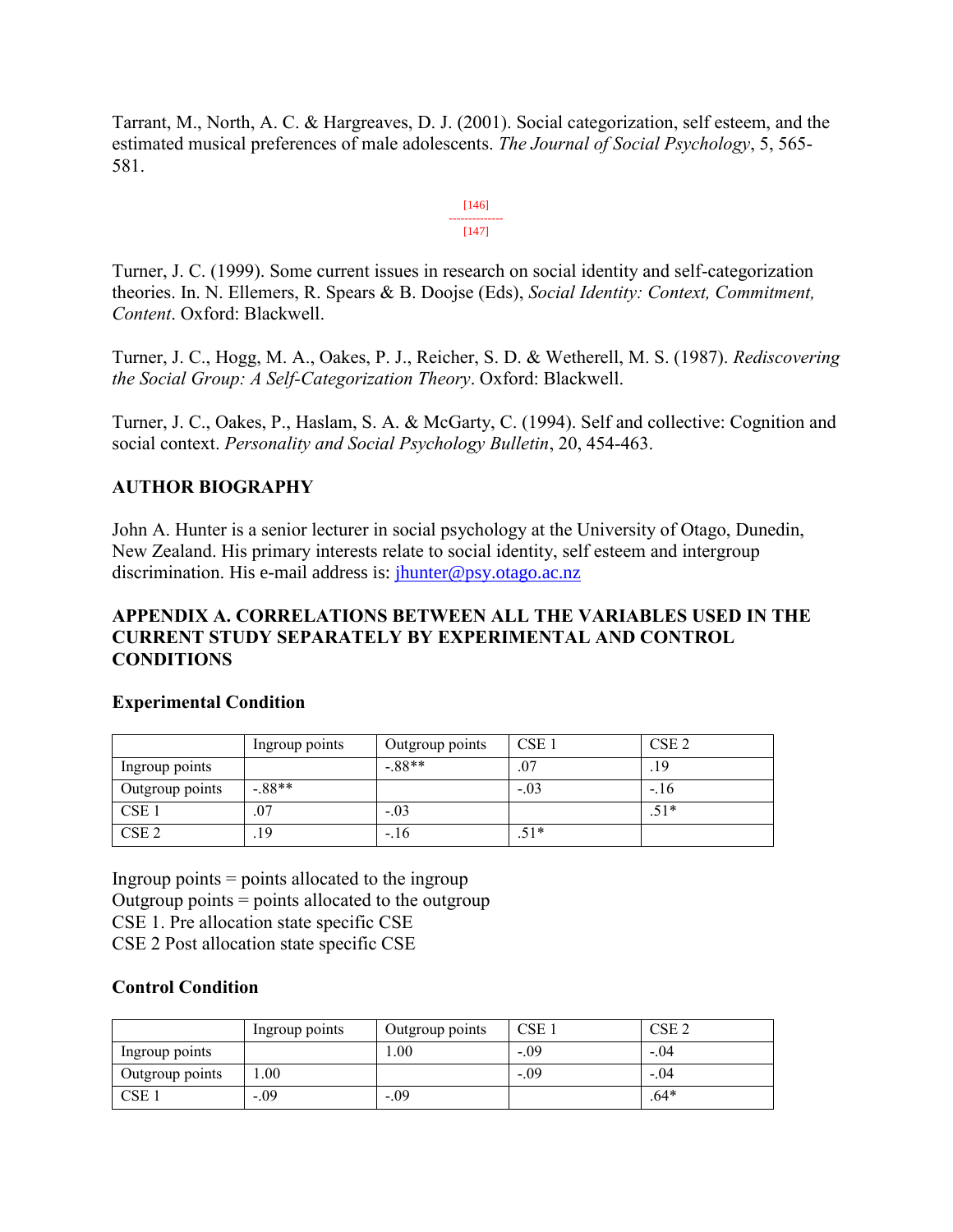Tarrant, M., North, A. C. & Hargreaves, D. J. (2001). Social categorization, self esteem, and the estimated musical preferences of male adolescents. *The Journal of Social Psychology*, 5, 565-581.

Turner, J. C. (1999). Some current issues in research on social identity and self-categorization theories. In. N. Ellemers, R. Spears & B. Doojse (Eds), *Social Identity: Context, Commitment, Content*. Oxford: Blackwell.

Turner, J. C., Hogg, M. A., Oakes, P. J., Reicher, S. D. & Wetherell, M. S. (1987). *Rediscovering the Social Group: A Self-Categorization Theory*. Oxford: Blackwell.

Turner, J. C., Oakes, P., Haslam, S. A. & McGarty, C. (1994). Self and collective: Cognition and social context. *Personality and Social Psychology Bulletin*, 20, 454-463.

## AUTHOR BIOGRAPHY

John A. Hunter is a senior lecturer in social psychology at the University of Otago, Dunedin, New Zealand. His primary interests relate to social identity, self esteem and intergroup discrimination. His e-mail address is: jhunter@psy.otago.ac.nz

## APPENDIX A. CORRELATIONS BETWEEN ALL THE VARIABLES USED IN THE CURRENT STUDY SEPARATELY BY EXPERIMENTAL AND CONTROL CONDITIONS

### Experimental Condition

| | Ingroup points | Outgroup points | CSE 1 | CSE 2 |
|---|---|---|---|---|
| Ingroup points | | -.88** | .07 | .19 |
| Outgroup points | -.88** | | -.03 | -.16 |
| CSE 1 | .07 | -.03 | | .51* |
| CSE 2 | .19 | -.16 | .51* | |

Ingroup points = points allocated to the ingroup
Outgroup points = points allocated to the outgroup
CSE 1. Pre allocation state specific CSE
CSE 2 Post allocation state specific CSE

### Control Condition

| | Ingroup points | Outgroup points | CSE 1 | CSE 2 |
|---|---|---|---|---|
| Ingroup points | | 1.00 | -.09 | -.04 |
| Outgroup points | 1.00 | | -.09 | -.04 |
| CSE 1 | -.09 | -.09 | | .64* |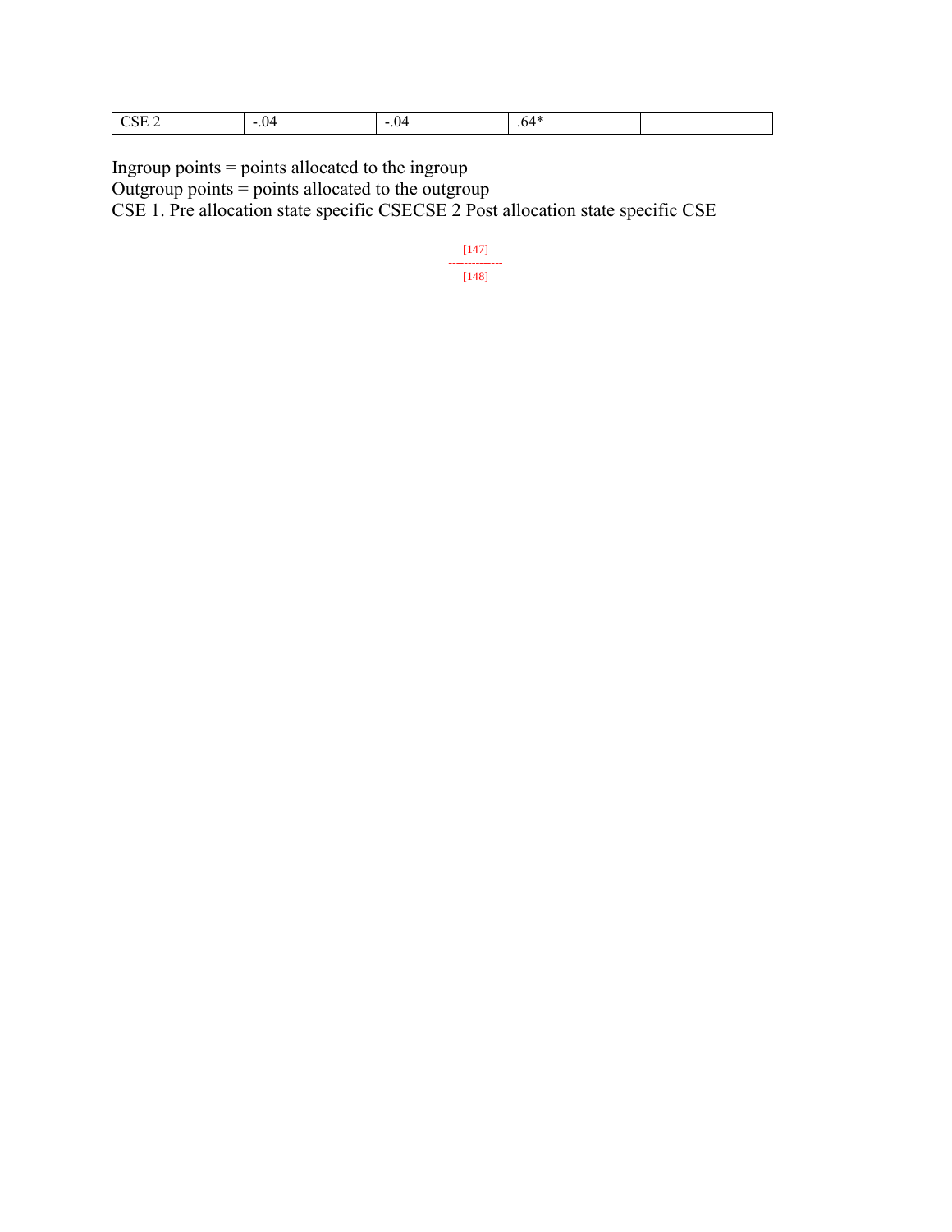| | | | | |
|---|---|---|---|---|
| CSE 2 | -.04 | -.04 | .64* | |

Ingroup points = points allocated to the ingroup
Outgroup points = points allocated to the outgroup
CSE 1. Pre allocation state specific CSECSE 2 Post allocation state specific CSE

[147]
--------------
[148]